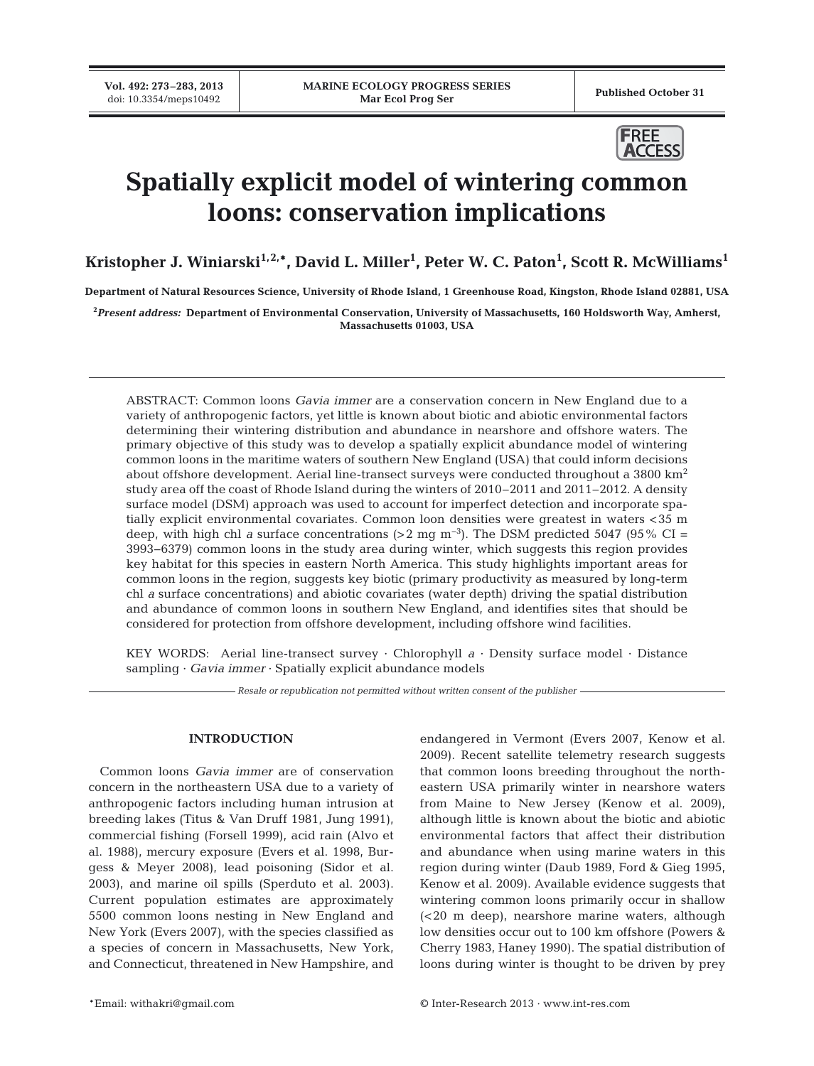# Spatially explicit model of wintering common loons: conservation implications

**Kristopher J. Winiarski[1,2,*], David L. Miller[1], Peter W. C. Paton[1], Scott R. McWilliams[1]**

[1]Department of Natural Resources Science, University of Rhode Island, 1 Greenhouse Road, Kingston, Rhode Island 02881, USA

[2]*Present address:* Department of Environmental Conservation, University of Massachusetts, 160 Holdsworth Way, Amherst, Massachusetts 01003, USA

ABSTRACT: Common loons *Gavia immer* are a conservation concern in New England due to a variety of anthropogenic factors, yet little is known about biotic and abiotic environmental factors determining their wintering distribution and abundance in nearshore and offshore waters. The primary objective of this study was to develop a spatially explicit abundance model of wintering common loons in the maritime waters of southern New England (USA) that could inform decisions about offshore development. Aerial line-transect surveys were conducted throughout a 3800 $km^2$ study area off the coast of Rhode Island during the winters of 2010–2011 and 2011–2012. A density surface model (DSM) approach was used to account for imperfect detection and incorporate spatially explicit environmental covariates. Common loon densities were greatest in waters <35 m deep, with high chl *a* surface concentrations (>2 mg $m^{-3}$). The DSM predicted 5047 (95% CI = 3993–6379) common loons in the study area during winter, which suggests this region provides key habitat for this species in eastern North America. This study highlights important areas for common loons in the region, suggests key biotic (primary productivity as measured by long-term chl *a* surface concentrations) and abiotic covariates (water depth) driving the spatial distribution and abundance of common loons in southern New England, and identifies sites that should be considered for protection from offshore development, including offshore wind facilities.

KEY WORDS: Aerial line-transect survey · Chlorophyll *a* · Density surface model · Distance sampling · *Gavia immer* · Spatially explicit abundance models

*Resale or republication not permitted without written consent of the publisher*

## INTRODUCTION

Common loons *Gavia immer* are of conservation concern in the northeastern USA due to a variety of anthropogenic factors including human intrusion at breeding lakes (Titus & Van Druff 1981, Jung 1991), commercial fishing (Forsell 1999), acid rain (Alvo et al. 1988), mercury exposure (Evers et al. 1998, Burgess & Meyer 2008), lead poisoning (Sidor et al. 2003), and marine oil spills (Sperduto et al. 2003). Current population estimates are approximately 5500 common loons nesting in New England and New York (Evers 2007), with the species classified as a species of concern in Massachusetts, New York, and Connecticut, threatened in New Hampshire, and endangered in Vermont (Evers 2007, Kenow et al. 2009). Recent satellite telemetry research suggests that common loons breeding throughout the northeastern USA primarily winter in nearshore waters from Maine to New Jersey (Kenow et al. 2009), although little is known about the biotic and abiotic environmental factors that affect their distribution and abundance when using marine waters in this region during winter (Daub 1989, Ford & Gieg 1995, Kenow et al. 2009). Available evidence suggests that wintering common loons primarily occur in shallow (<20 m deep), nearshore marine waters, although low densities occur out to 100 km offshore (Powers & Cherry 1983, Haney 1990). The spatial distribution of loons during winter is thought to be driven by prey

*Email: withakri@gmail.com

© Inter-Research 2013 · www.int-res.com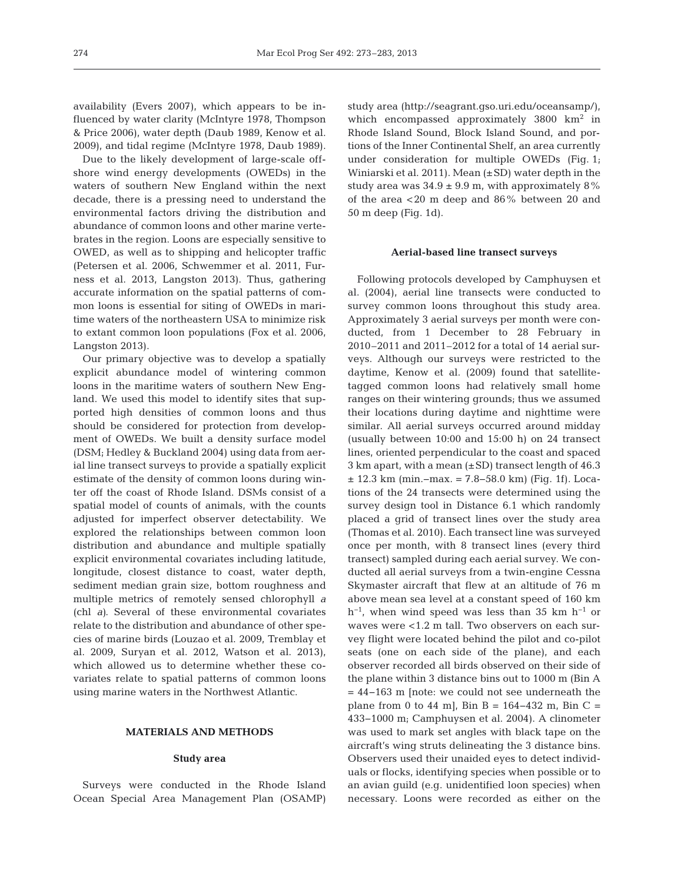availability (Evers 2007), which appears to be influenced by water clarity (McIntyre 1978, Thompson & Price 2006), water depth (Daub 1989, Kenow et al. 2009), and tidal regime (McIntyre 1978, Daub 1989).

Due to the likely development of large-scale offshore wind energy developments (OWEDs) in the waters of southern New England within the next decade, there is a pressing need to understand the environmental factors driving the distribution and abundance of common loons and other marine vertebrates in the region. Loons are especially sensitive to OWED, as well as to shipping and helicopter traffic (Petersen et al. 2006, Schwemmer et al. 2011, Furness et al. 2013, Langston 2013). Thus, gathering accurate information on the spatial patterns of common loons is essential for siting of OWEDs in maritime waters of the northeastern USA to minimize risk to extant common loon populations (Fox et al. 2006, Langston 2013).

Our primary objective was to develop a spatially explicit abundance model of wintering common loons in the maritime waters of southern New England. We used this model to identify sites that supported high densities of common loons and thus should be considered for protection from development of OWEDs. We built a density surface model (DSM; Hedley & Buckland 2004) using data from aerial line transect surveys to provide a spatially explicit estimate of the density of common loons during winter off the coast of Rhode Island. DSMs consist of a spatial model of counts of animals, with the counts adjusted for imperfect observer detectability. We explored the relationships between common loon distribution and abundance and multiple spatially explicit environmental covariates including latitude, longitude, closest distance to coast, water depth, sediment median grain size, bottom roughness and multiple metrics of remotely sensed chlorophyll *a* (chl *a*). Several of these environmental covariates relate to the distribution and abundance of other species of marine birds (Louzao et al. 2009, Tremblay et al. 2009, Suryan et al. 2012, Watson et al. 2013), which allowed us to determine whether these covariates relate to spatial patterns of common loons using marine waters in the Northwest Atlantic.

## MATERIALS AND METHODS

### Study area

Surveys were conducted in the Rhode Island Ocean Special Area Management Plan (OSAMP) study area (http://seagrant.gso.uri.edu/oceansamp/), which encompassed approximately 3800 km$^2$ in Rhode Island Sound, Block Island Sound, and portions of the Inner Continental Shelf, an area currently under consideration for multiple OWEDs (Fig. 1; Winiarski et al. 2011). Mean (±SD) water depth in the study area was 34.9 ± 9.9 m, with approximately 8% of the area <20 m deep and 86% between 20 and 50 m deep (Fig. 1d).

### Aerial-based line transect surveys

Following protocols developed by Camphuysen et al. (2004), aerial line transects were conducted to survey common loons throughout this study area. Approximately 3 aerial surveys per month were conducted, from 1 December to 28 February in 2010–2011 and 2011–2012 for a total of 14 aerial surveys. Although our surveys were restricted to the daytime, Kenow et al. (2009) found that satellite-tagged common loons had relatively small home ranges on their wintering grounds; thus we assumed their locations during daytime and nighttime were similar. All aerial surveys occurred around midday (usually between 10:00 and 15:00 h) on 24 transect lines, oriented perpendicular to the coast and spaced 3 km apart, with a mean (±SD) transect length of 46.3 ± 12.3 km (min.–max. = 7.8–58.0 km) (Fig. 1f). Locations of the 24 transects were determined using the survey design tool in Distance 6.1 which randomly placed a grid of transect lines over the study area (Thomas et al. 2010). Each transect line was surveyed once per month, with 8 transect lines (every third transect) sampled during each aerial survey. We conducted all aerial surveys from a twin-engine Cessna Skymaster aircraft that flew at an altitude of 76 m above mean sea level at a constant speed of 160 km h$^{-1}$, when wind speed was less than 35 km h$^{-1}$ or waves were <1.2 m tall. Two observers on each survey flight were located behind the pilot and co-pilot seats (one on each side of the plane), and each observer recorded all birds observed on their side of the plane within 3 distance bins out to 1000 m (Bin A = 44–163 m [note: we could not see underneath the plane from 0 to 44 m], Bin B = 164–432 m, Bin C = 433–1000 m; Camphuysen et al. 2004). A clinometer was used to mark set angles with black tape on the aircraft's wing struts delineating the 3 distance bins. Observers used their unaided eyes to detect individuals or flocks, identifying species when possible or to an avian guild (e.g. unidentified loon species) when necessary. Loons were recorded as either on the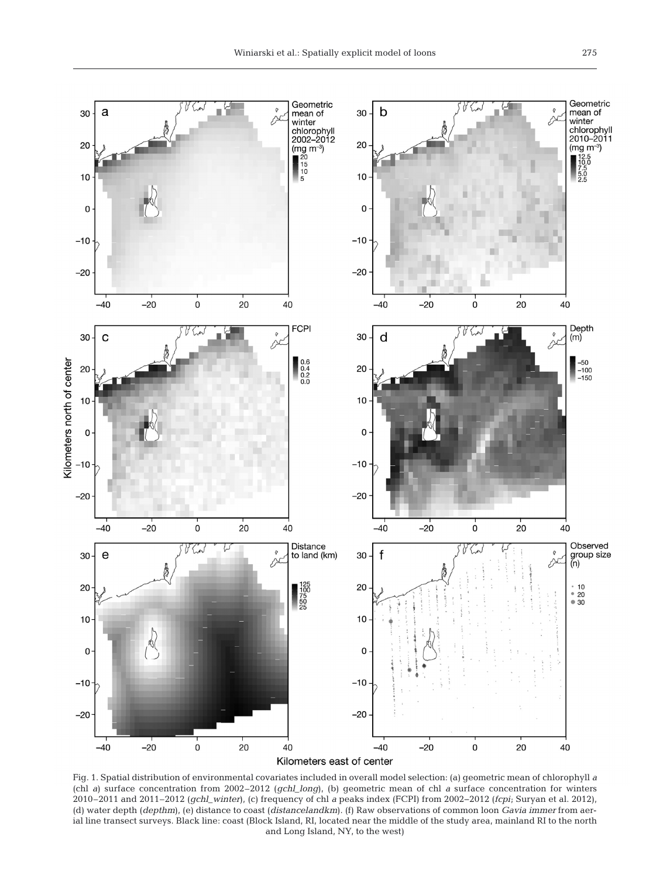a

Geometric mean of winter chlorophyll 2002–2012 (mg m$^{-3}$)

20
15
10
5

b

Geometric mean of winter chlorophyll 2010–2011 (mg m$^{-3}$)

12.5
10.0
7.5
5.0
2.5

c

FCPI

0.6
0.4
0.2
0.0

d

Depth (m)

−50
−100
−150

e

Distance to land (km)

125
100
75
50
25

f

Observed group size (n)

10
20
30

Kilometers north of center

Kilometers east of center

30
20
10
0
−10
−20

−40
−20
0
20
40

Fig. 1. Spatial distribution of environmental covariates included in overall model selection: (a) geometric mean of chlorophyll *a* (chl *a*) surface concentration from 2002–2012 (*gchl_long*), (b) geometric mean of chl *a* surface concentration for winters 2010–2011 and 2011–2012 (*gchl_winter*), (c) frequency of chl *a* peaks index (FCPI) from 2002–2012 (*fcpi*; Suryan et al. 2012), (d) water depth (*depthm*), (e) distance to coast (*distancelandkm*). (f) Raw observations of common loon *Gavia immer* from aerial line transect surveys. Black line: coast (Block Island, RI, located near the middle of the study area, mainland RI to the north and Long Island, NY, to the west)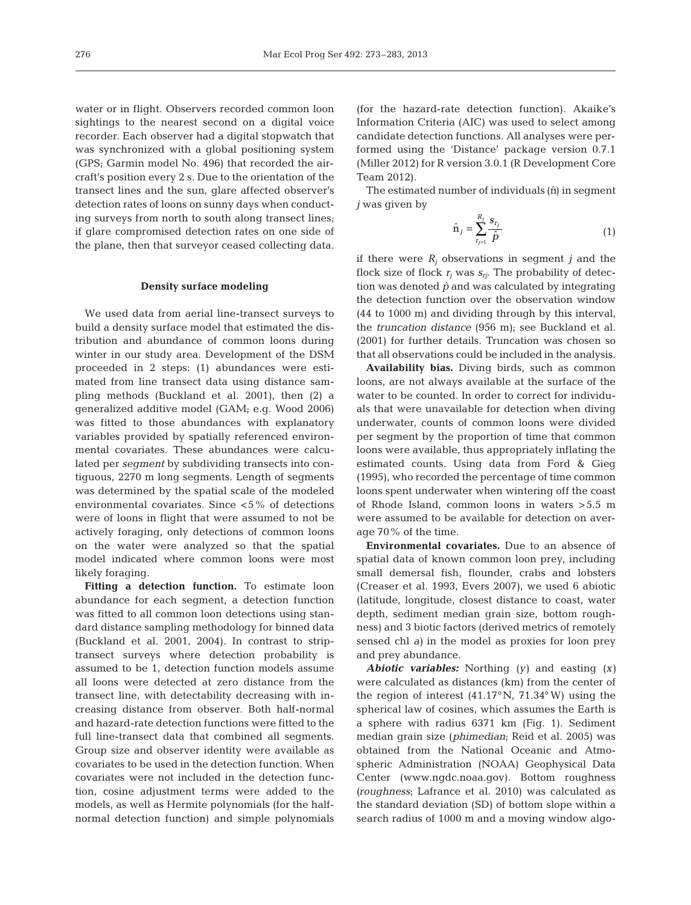water or in flight. Observers recorded common loon sightings to the nearest second on a digital voice recorder. Each observer had a digital stopwatch that was synchronized with a global positioning system (GPS; Garmin model No. 496) that recorded the aircraft's position every 2 s. Due to the orientation of the transect lines and the sun, glare affected observer's detection rates of loons on sunny days when conducting surveys from north to south along transect lines; if glare compromised detection rates on one side of the plane, then that surveyor ceased collecting data.

### Density surface modeling

We used data from aerial line-transect surveys to build a density surface model that estimated the distribution and abundance of common loons during winter in our study area. Development of the DSM proceeded in 2 steps: (1) abundances were estimated from line transect data using distance sampling methods (Buckland et al. 2001), then (2) a generalized additive model (GAM; e.g. Wood 2006) was fitted to those abundances with explanatory variables provided by spatially referenced environmental covariates. These abundances were calculated per *segment* by subdividing transects into contiguous, 2270 m long segments. Length of segments was determined by the spatial scale of the modeled environmental covariates. Since <5% of detections were of loons in flight that were assumed to not be actively foraging, only detections of common loons on the water were analyzed so that the spatial model indicated where common loons were most likely foraging.

**Fitting a detection function.** To estimate loon abundance for each segment, a detection function was fitted to all common loon detections using standard distance sampling methodology for binned data (Buckland et al. 2001, 2004). In contrast to strip-transect surveys where detection probability is assumed to be 1, detection function models assume all loons were detected at zero distance from the transect line, with detectability decreasing with increasing distance from observer. Both half-normal and hazard-rate detection functions were fitted to the full line-transect data that combined all segments. Group size and observer identity were available as covariates to be used in the detection function. When covariates were not included in the detection function, cosine adjustment terms were added to the models, as well as Hermite polynomials (for the half-normal detection function) and simple polynomials (for the hazard-rate detection function). Akaike's Information Criteria (AIC) was used to select among candidate detection functions. All analyses were performed using the 'Distance' package version 0.7.1 (Miller 2012) for R version 3.0.1 (R Development Core Team 2012).

The estimated number of individuals ($\hat{n}$) in segment $j$ was given by

$$\hat{n}_j = \sum_{r_j=1}^{R_j} \frac{s_{r_j}}{\hat{p}} \tag{1}$$

if there were $R_j$ observations in segment $j$ and the flock size of flock $r_j$ was $s_{r_j}$. The probability of detection was denoted $\hat{p}$ and was calculated by integrating the detection function over the observation window (44 to 1000 m) and dividing through by this interval, the *truncation distance* (956 m); see Buckland et al. (2001) for further details. Truncation was chosen so that all observations could be included in the analysis.

**Availability bias.** Diving birds, such as common loons, are not always available at the surface of the water to be counted. In order to correct for individuals that were unavailable for detection when diving underwater, counts of common loons were divided per segment by the proportion of time that common loons were available, thus appropriately inflating the estimated counts. Using data from Ford & Gieg (1995), who recorded the percentage of time common loons spent underwater when wintering off the coast of Rhode Island, common loons in waters >5.5 m were assumed to be available for detection on average 70% of the time.

**Environmental covariates.** Due to an absence of spatial data of known common loon prey, including small demersal fish, flounder, crabs and lobsters (Creaser et al. 1993, Evers 2007), we used 6 abiotic (latitude, longitude, closest distance to coast, water depth, sediment median grain size, bottom roughness) and 3 biotic factors (derived metrics of remotely sensed chl *a*) in the model as proxies for loon prey and prey abundance.

***Abiotic variables:*** Northing ($y$) and easting ($x$) were calculated as distances (km) from the center of the region of interest (41.17°N, 71.34°W) using the spherical law of cosines, which assumes the Earth is a sphere with radius 6371 km (Fig. 1). Sediment median grain size (*phimedian*; Reid et al. 2005) was obtained from the National Oceanic and Atmospheric Administration (NOAA) Geophysical Data Center (www.ngdc.noaa.gov). Bottom roughness (*roughness*; Lafrance et al. 2010) was calculated as the standard deviation (SD) of bottom slope within a search radius of 1000 m and a moving window algo-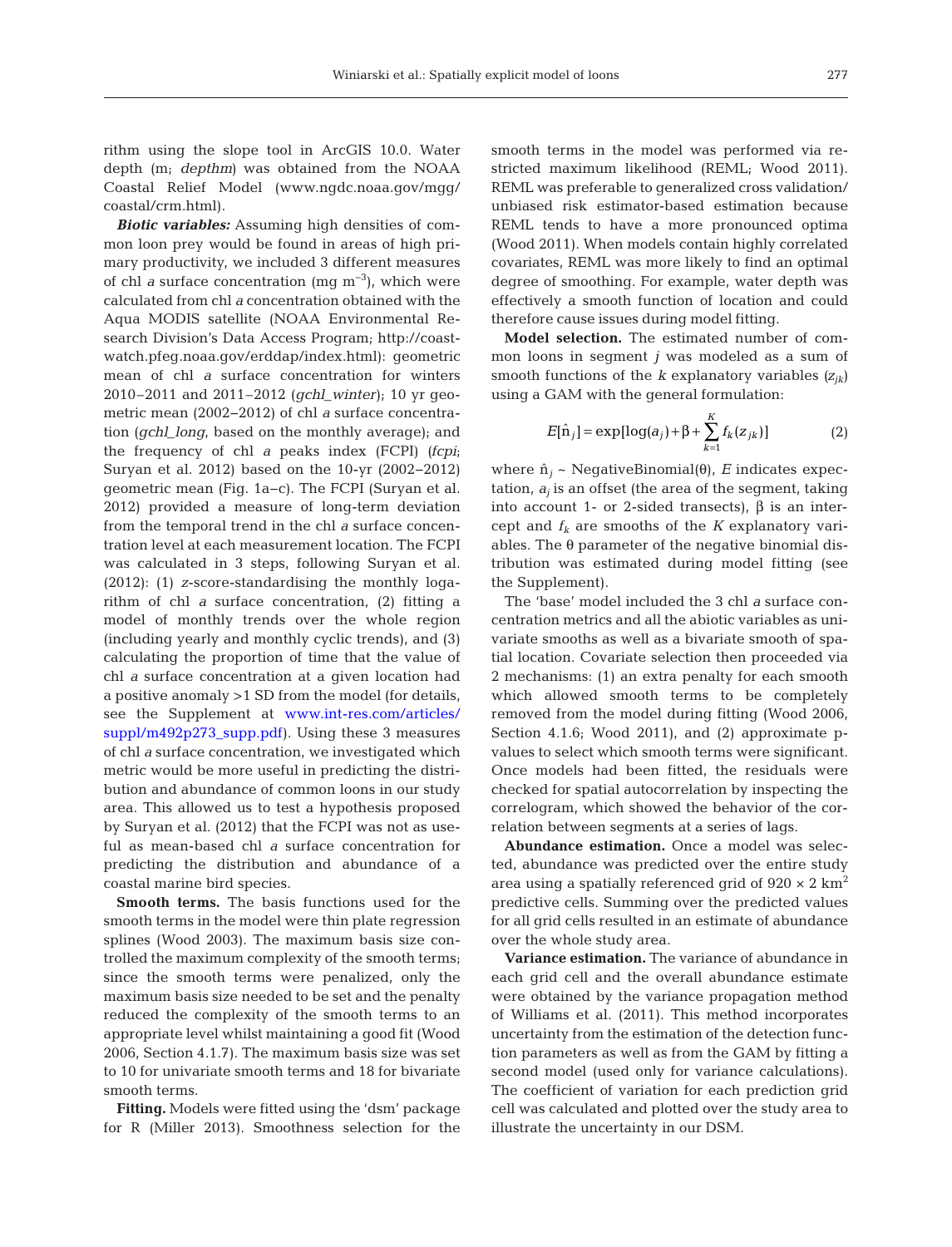rithm using the slope tool in ArcGIS 10.0. Water depth (m; *depthm*) was obtained from the NOAA Coastal Relief Model (www.ngdc.noaa.gov/mgg/coastal/crm.html).

***Biotic variables:*** Assuming high densities of common loon prey would be found in areas of high primary productivity, we included 3 different measures of chl *a* surface concentration (mg $m^{-3}$), which were calculated from chl *a* concentration obtained with the Aqua MODIS satellite (NOAA Environmental Research Division's Data Access Program; http://coastwatch.pfeg.noaa.gov/erddap/index.html): geometric mean of chl *a* surface concentration for winters 2010−2011 and 2011−2012 (*gchl_winter*); 10 yr geometric mean (2002−2012) of chl *a* surface concentration (*gchl_long*, based on the monthly average); and the frequency of chl *a* peaks index (FCPI) (*fcpi*; Suryan et al. 2012) based on the 10-yr (2002−2012) geometric mean (Fig. 1a−c). The FCPI (Suryan et al. 2012) provided a measure of long-term deviation from the temporal trend in the chl *a* surface concentration level at each measurement location. The FCPI was calculated in 3 steps, following Suryan et al. (2012): (1) *z*-score-standardising the monthly logarithm of chl *a* surface concentration, (2) fitting a model of monthly trends over the whole region (including yearly and monthly cyclic trends), and (3) calculating the proportion of time that the value of chl *a* surface concentration at a given location had a positive anomaly >1 SD from the model (for details, see the Supplement at www.int-res.com/articles/suppl/m492p273_supp.pdf). Using these 3 measures of chl *a* surface concentration, we investigated which metric would be more useful in predicting the distribution and abundance of common loons in our study area. This allowed us to test a hypothesis proposed by Suryan et al. (2012) that the FCPI was not as useful as mean-based chl *a* surface concentration for predicting the distribution and abundance of a coastal marine bird species.

**Smooth terms.** The basis functions used for the smooth terms in the model were thin plate regression splines (Wood 2003). The maximum basis size controlled the maximum complexity of the smooth terms; since the smooth terms were penalized, only the maximum basis size needed to be set and the penalty reduced the complexity of the smooth terms to an appropriate level whilst maintaining a good fit (Wood 2006, Section 4.1.7). The maximum basis size was set to 10 for univariate smooth terms and 18 for bivariate smooth terms.

**Fitting.** Models were fitted using the 'dsm' package for R (Miller 2013). Smoothness selection for the smooth terms in the model was performed via restricted maximum likelihood (REML; Wood 2011). REML was preferable to generalized cross validation/unbiased risk estimator-based estimation because REML tends to have a more pronounced optima (Wood 2011). When models contain highly correlated covariates, REML was more likely to find an optimal degree of smoothing. For example, water depth was effectively a smooth function of location and could therefore cause issues during model fitting.

**Model selection.** The estimated number of common loons in segment *j* was modeled as a sum of smooth functions of the *k* explanatory variables ($z_{jk}$) using a GAM with the general formulation:

$$E[\hat{n}_j] = \exp[\log(a_j) + \beta + \sum_{k=1}^{K} f_k(z_{jk})] \qquad (2)$$

where $\hat{n}_j$ ~ NegativeBinomial(θ), *E* indicates expectation, $a_j$ is an offset (the area of the segment, taking into account 1- or 2-sided transects), β is an intercept and $f_k$ are smooths of the *K* explanatory variables. The θ parameter of the negative binomial distribution was estimated during model fitting (see the Supplement).

The 'base' model included the 3 chl *a* surface concentration metrics and all the abiotic variables as univariate smooths as well as a bivariate smooth of spatial location. Covariate selection then proceeded via 2 mechanisms: (1) an extra penalty for each smooth which allowed smooth terms to be completely removed from the model during fitting (Wood 2006, Section 4.1.6; Wood 2011), and (2) approximate p-values to select which smooth terms were significant. Once models had been fitted, the residuals were checked for spatial autocorrelation by inspecting the correlogram, which showed the behavior of the correlation between segments at a series of lags.

**Abundance estimation.** Once a model was selected, abundance was predicted over the entire study area using a spatially referenced grid of 920 × 2 $km^2$ predictive cells. Summing over the predicted values for all grid cells resulted in an estimate of abundance over the whole study area.

**Variance estimation.** The variance of abundance in each grid cell and the overall abundance estimate were obtained by the variance propagation method of Williams et al. (2011). This method incorporates uncertainty from the estimation of the detection function parameters as well as from the GAM by fitting a second model (used only for variance calculations). The coefficient of variation for each prediction grid cell was calculated and plotted over the study area to illustrate the uncertainty in our DSM.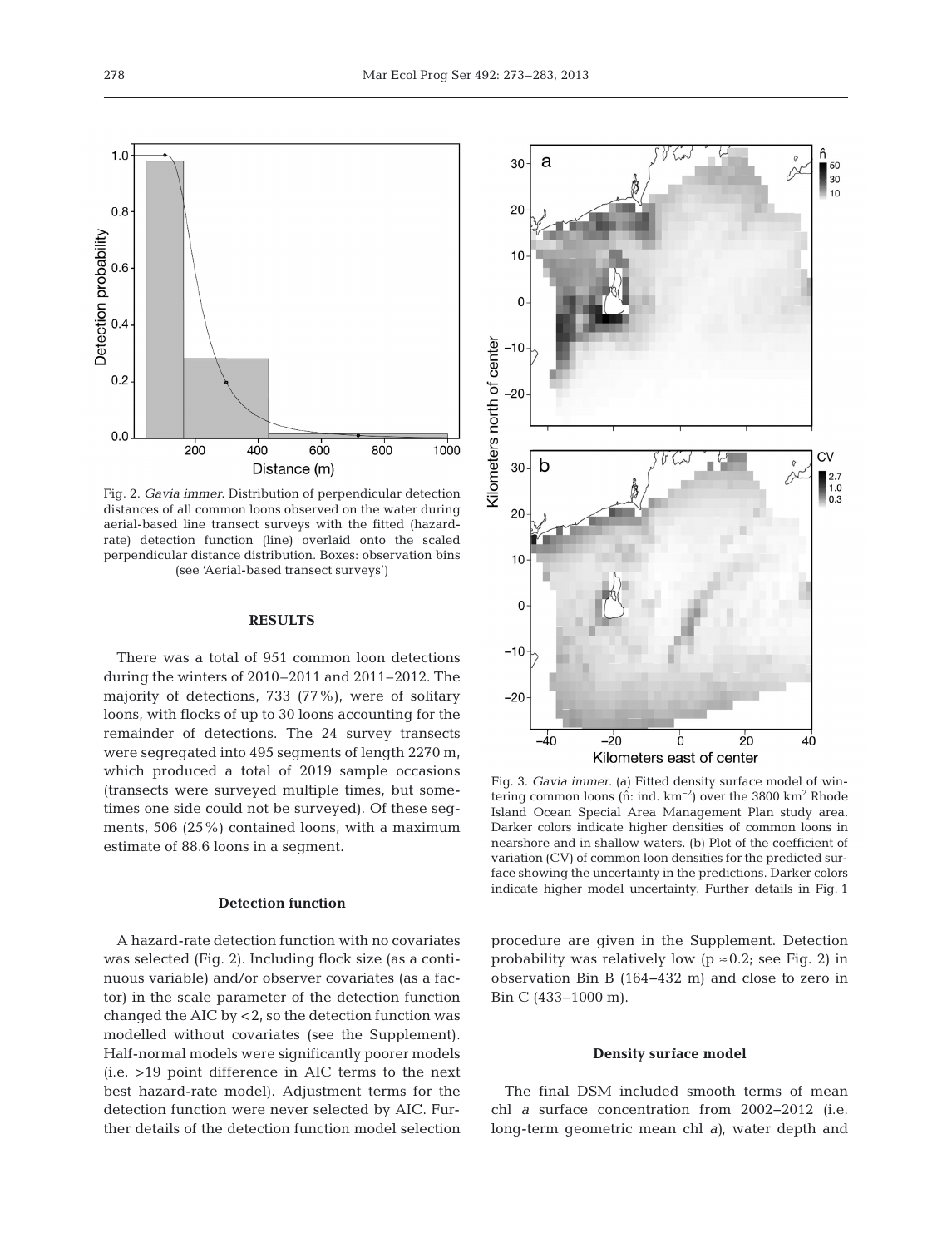Detection probability

1.0

0.8

0.6

0.4

0.2

0.0

200 400 600 800 1000

Distance (m)

Fig. 2. *Gavia immer*. Distribution of perpendicular detection distances of all common loons observed on the water during aerial-based line transect surveys with the fitted (hazard-rate) detection function (line) overlaid onto the scaled perpendicular distance distribution. Boxes: observation bins (see 'Aerial-based transect surveys')

## RESULTS

There was a total of 951 common loon detections during the winters of 2010–2011 and 2011–2012. The majority of detections, 733 (77%), were of solitary loons, with flocks of up to 30 loons accounting for the remainder of detections. The 24 survey transects were segregated into 495 segments of length 2270 m, which produced a total of 2019 sample occasions (transects were surveyed multiple times, but sometimes one side could not be surveyed). Of these segments, 506 (25%) contained loons, with a maximum estimate of 88.6 loons in a segment.

### Detection function

A hazard-rate detection function with no covariates was selected (Fig. 2). Including flock size (as a continuous variable) and/or observer covariates (as a factor) in the scale parameter of the detection function changed the AIC by <2, so the detection function was modelled without covariates (see the Supplement). Half-normal models were significantly poorer models (i.e. >19 point difference in AIC terms to the next best hazard-rate model). Adjustment terms for the detection function were never selected by AIC. Further details of the detection function model selection procedure are given in the Supplement. Detection probability was relatively low ($p \approx 0.2$; see Fig. 2) in observation Bin B (164–432 m) and close to zero in Bin C (433–1000 m).

a

$\hat{n}$

50

30

10

b

CV

2.7

1.0

0.3

Kilometers north of center

30

20

10

0

−10

−20

−40 −20 0 20 40

Kilometers east of center

Fig. 3. *Gavia immer.* (a) Fitted density surface model of wintering common loons ($\hat{n}$: ind. km$^{-2}$) over the 3800 km$^2$ Rhode Island Ocean Special Area Management Plan study area. Darker colors indicate higher densities of common loons in nearshore and in shallow waters. (b) Plot of the coefficient of variation (CV) of common loon densities for the predicted surface showing the uncertainty in the predictions. Darker colors indicate higher model uncertainty. Further details in Fig. 1

### Density surface model

The final DSM included smooth terms of mean chl *a* surface concentration from 2002–2012 (i.e. long-term geometric mean chl *a*), water depth and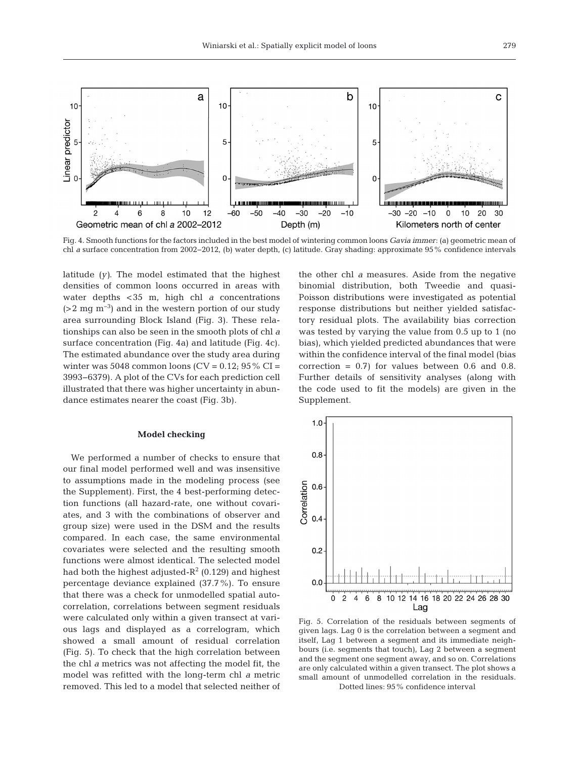a

Linear predictor

10

5

0

2 4 6 8 10 12

Geometric mean of chl *a* 2002–2012

b

10

5

0

−60 −50 −40 −30 −20 −10

Depth (m)

c

10

5

0

−30 −20 −10 0 10 20 30

Kilometers north of center

Fig. 4. Smooth functions for the factors included in the best model of wintering common loons *Gavia immer*: (a) geometric mean of chl *a* surface concentration from 2002–2012, (b) water depth, (c) latitude. Gray shading: approximate 95% confidence intervals

latitude ($y$). The model estimated that the highest densities of common loons occurred in areas with water depths <35 m, high chl *a* concentrations (>2 mg $m^{-3}$) and in the western portion of our study area surrounding Block Island (Fig. 3). These relationships can also be seen in the smooth plots of chl *a* surface concentration (Fig. 4a) and latitude (Fig. 4c). The estimated abundance over the study area during winter was 5048 common loons (CV = 0.12; 95% CI = 3993–6379). A plot of the CVs for each prediction cell illustrated that there was higher uncertainty in abundance estimates nearer the coast (Fig. 3b).

### Model checking

We performed a number of checks to ensure that our final model performed well and was insensitive to assumptions made in the modeling process (see the Supplement). First, the 4 best-performing detection functions (all hazard-rate, one without covariates, and 3 with the combinations of observer and group size) were used in the DSM and the results compared. In each case, the same environmental covariates were selected and the resulting smooth functions were almost identical. The selected model had both the highest adjusted-$R^2$ (0.129) and highest percentage deviance explained (37.7%). To ensure that there was a check for unmodelled spatial autocorrelation, correlations between segment residuals were calculated only within a given transect at various lags and displayed as a correlogram, which showed a small amount of residual correlation (Fig. 5). To check that the high correlation between the chl *a* metrics was not affecting the model fit, the model was refitted with the long-term chl *a* metric removed. This led to a model that selected neither of the other chl *a* measures. Aside from the negative binomial distribution, both Tweedie and quasi-Poisson distributions were investigated as potential response distributions but neither yielded satisfactory residual plots. The availability bias correction was tested by varying the value from 0.5 up to 1 (no bias), which yielded predicted abundances that were within the confidence interval of the final model (bias correction = 0.7) for values between 0.6 and 0.8. Further details of sensitivity analyses (along with the code used to fit the models) are given in the Supplement.

Correlation

1.0
0.8
0.6
0.4
0.2
0.0

0 2 4 6 8 10 12 14 16 18 20 22 24 26 28 30

Lag

Fig. 5. Correlation of the residuals between segments of given lags. Lag 0 is the correlation between a segment and itself, Lag 1 between a segment and its immediate neighbours (i.e. segments that touch), Lag 2 between a segment and the segment one segment away, and so on. Correlations are only calculated within a given transect. The plot shows a small amount of unmodelled correlation in the residuals. Dotted lines: 95% confidence interval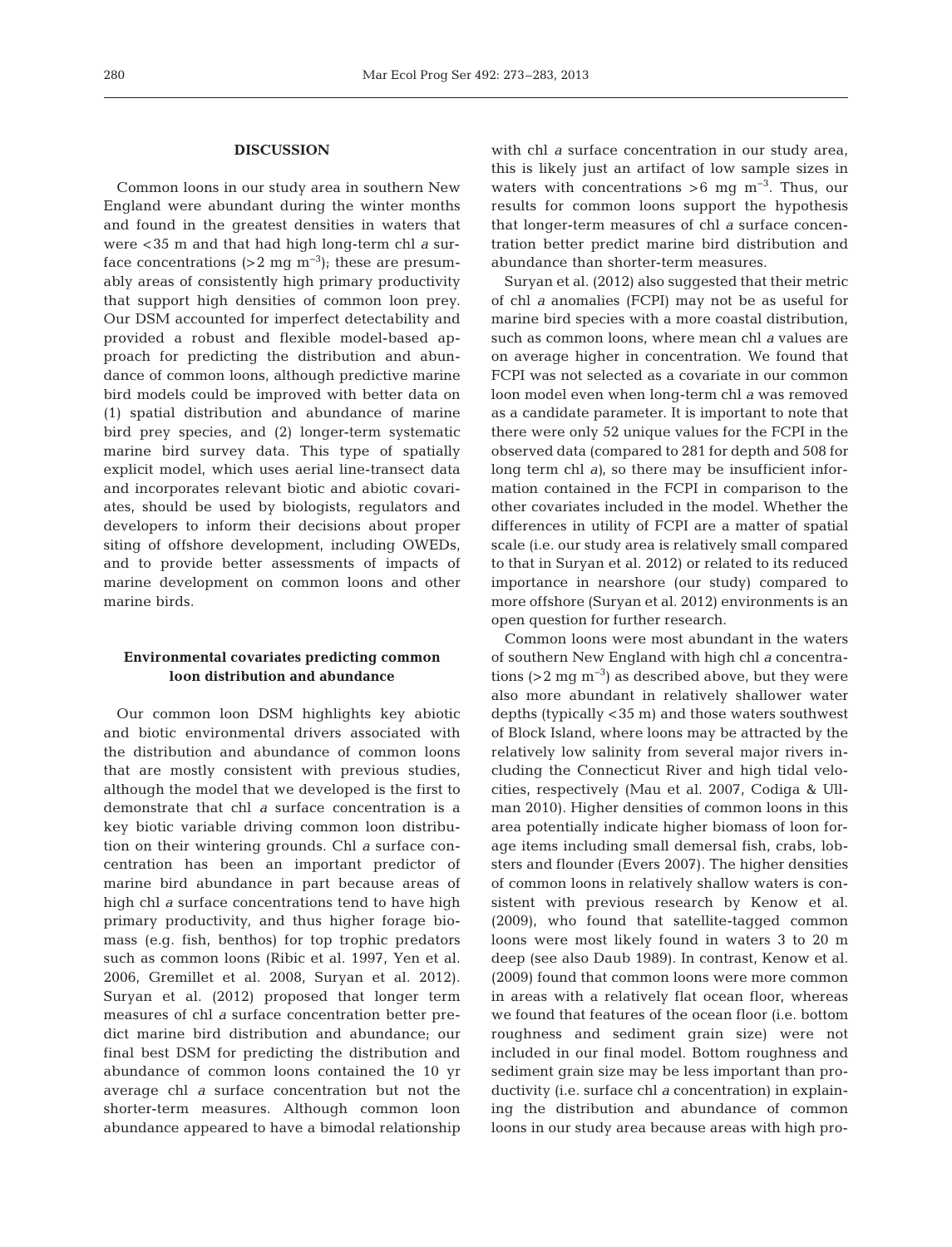## DISCUSSION

Common loons in our study area in southern New England were abundant during the winter months and found in the greatest densities in waters that were <35 m and that had high long-term chl *a* surface concentrations (>2 mg m$^{-3}$); these are presumably areas of consistently high primary productivity that support high densities of common loon prey. Our DSM accounted for imperfect detectability and provided a robust and flexible model-based approach for predicting the distribution and abundance of common loons, although predictive marine bird models could be improved with better data on (1) spatial distribution and abundance of marine bird prey species, and (2) longer-term systematic marine bird survey data. This type of spatially explicit model, which uses aerial line-transect data and incorporates relevant biotic and abiotic covariates, should be used by biologists, regulators and developers to inform their decisions about proper siting of offshore development, including OWEDs, and to provide better assessments of impacts of marine development on common loons and other marine birds.

### Environmental covariates predicting common loon distribution and abundance

Our common loon DSM highlights key abiotic and biotic environmental drivers associated with the distribution and abundance of common loons that are mostly consistent with previous studies, although the model that we developed is the first to demonstrate that chl *a* surface concentration is a key biotic variable driving common loon distribution on their wintering grounds. Chl *a* surface concentration has been an important predictor of marine bird abundance in part because areas of high chl *a* surface concentrations tend to have high primary productivity, and thus higher forage biomass (e.g. fish, benthos) for top trophic predators such as common loons (Ribic et al. 1997, Yen et al. 2006, Gremillet et al. 2008, Suryan et al. 2012). Suryan et al. (2012) proposed that longer term measures of chl *a* surface concentration better predict marine bird distribution and abundance; our final best DSM for predicting the distribution and abundance of common loons contained the 10 yr average chl *a* surface concentration but not the shorter-term measures. Although common loon abundance appeared to have a bimodal relationship with chl *a* surface concentration in our study area, this is likely just an artifact of low sample sizes in waters with concentrations >6 mg m$^{-3}$. Thus, our results for common loons support the hypothesis that longer-term measures of chl *a* surface concentration better predict marine bird distribution and abundance than shorter-term measures.

Suryan et al. (2012) also suggested that their metric of chl *a* anomalies (FCPI) may not be as useful for marine bird species with a more coastal distribution, such as common loons, where mean chl *a* values are on average higher in concentration. We found that FCPI was not selected as a covariate in our common loon model even when long-term chl *a* was removed as a candidate parameter. It is important to note that there were only 52 unique values for the FCPI in the observed data (compared to 281 for depth and 508 for long term chl *a*), so there may be insufficient information contained in the FCPI in comparison to the other covariates included in the model. Whether the differences in utility of FCPI are a matter of spatial scale (i.e. our study area is relatively small compared to that in Suryan et al. 2012) or related to its reduced importance in nearshore (our study) compared to more offshore (Suryan et al. 2012) environments is an open question for further research.

Common loons were most abundant in the waters of southern New England with high chl *a* concentrations (>2 mg m$^{-3}$) as described above, but they were also more abundant in relatively shallower water depths (typically <35 m) and those waters southwest of Block Island, where loons may be attracted by the relatively low salinity from several major rivers including the Connecticut River and high tidal velocities, respectively (Mau et al. 2007, Codiga & Ullman 2010). Higher densities of common loons in this area potentially indicate higher biomass of loon forage items including small demersal fish, crabs, lobsters and flounder (Evers 2007). The higher densities of common loons in relatively shallow waters is consistent with previous research by Kenow et al. (2009), who found that satellite-tagged common loons were most likely found in waters 3 to 20 m deep (see also Daub 1989). In contrast, Kenow et al. (2009) found that common loons were more common in areas with a relatively flat ocean floor, whereas we found that features of the ocean floor (i.e. bottom roughness and sediment grain size) were not included in our final model. Bottom roughness and sediment grain size may be less important than productivity (i.e. surface chl *a* concentration) in explaining the distribution and abundance of common loons in our study area because areas with high pro-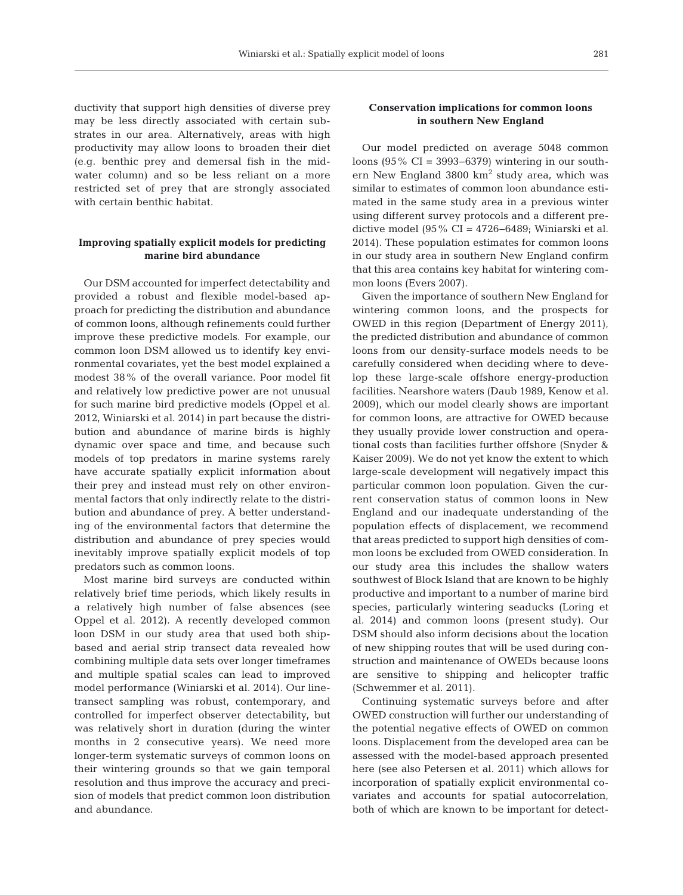ductivity that support high densities of diverse prey may be less directly associated with certain substrates in our area. Alternatively, areas with high productivity may allow loons to broaden their diet (e.g. benthic prey and demersal fish in the midwater column) and so be less reliant on a more restricted set of prey that are strongly associated with certain benthic habitat.

### Improving spatially explicit models for predicting marine bird abundance

Our DSM accounted for imperfect detectability and provided a robust and flexible model-based approach for predicting the distribution and abundance of common loons, although refinements could further improve these predictive models. For example, our common loon DSM allowed us to identify key environmental covariates, yet the best model explained a modest 38% of the overall variance. Poor model fit and relatively low predictive power are not unusual for such marine bird predictive models (Oppel et al. 2012, Winiarski et al. 2014) in part because the distribution and abundance of marine birds is highly dynamic over space and time, and because such models of top predators in marine systems rarely have accurate spatially explicit information about their prey and instead must rely on other environmental factors that only indirectly relate to the distribution and abundance of prey. A better understanding of the environmental factors that determine the distribution and abundance of prey species would inevitably improve spatially explicit models of top predators such as common loons.

Most marine bird surveys are conducted within relatively brief time periods, which likely results in a relatively high number of false absences (see Oppel et al. 2012). A recently developed common loon DSM in our study area that used both ship-based and aerial strip transect data revealed how combining multiple data sets over longer timeframes and multiple spatial scales can lead to improved model performance (Winiarski et al. 2014). Our line-transect sampling was robust, contemporary, and controlled for imperfect observer detectability, but was relatively short in duration (during the winter months in 2 consecutive years). We need more longer-term systematic surveys of common loons on their wintering grounds so that we gain temporal resolution and thus improve the accuracy and precision of models that predict common loon distribution and abundance.

### Conservation implications for common loons in southern New England

Our model predicted on average 5048 common loons (95% CI = 3993–6379) wintering in our southern New England 3800 $km^2$ study area, which was similar to estimates of common loon abundance estimated in the same study area in a previous winter using different survey protocols and a different predictive model (95% CI = 4726–6489; Winiarski et al. 2014). These population estimates for common loons in our study area in southern New England confirm that this area contains key habitat for wintering common loons (Evers 2007).

Given the importance of southern New England for wintering common loons, and the prospects for OWED in this region (Department of Energy 2011), the predicted distribution and abundance of common loons from our density-surface models needs to be carefully considered when deciding where to develop these large-scale offshore energy-production facilities. Nearshore waters (Daub 1989, Kenow et al. 2009), which our model clearly shows are important for common loons, are attractive for OWED because they usually provide lower construction and operational costs than facilities further offshore (Snyder & Kaiser 2009). We do not yet know the extent to which large-scale development will negatively impact this particular common loon population. Given the current conservation status of common loons in New England and our inadequate understanding of the population effects of displacement, we recommend that areas predicted to support high densities of common loons be excluded from OWED consideration. In our study area this includes the shallow waters southwest of Block Island that are known to be highly productive and important to a number of marine bird species, particularly wintering seaducks (Loring et al. 2014) and common loons (present study). Our DSM should also inform decisions about the location of new shipping routes that will be used during construction and maintenance of OWEDs because loons are sensitive to shipping and helicopter traffic (Schwemmer et al. 2011).

Continuing systematic surveys before and after OWED construction will further our understanding of the potential negative effects of OWED on common loons. Displacement from the developed area can be assessed with the model-based approach presented here (see also Petersen et al. 2011) which allows for incorporation of spatially explicit environmental covariates and accounts for spatial autocorrelation, both of which are known to be important for detect-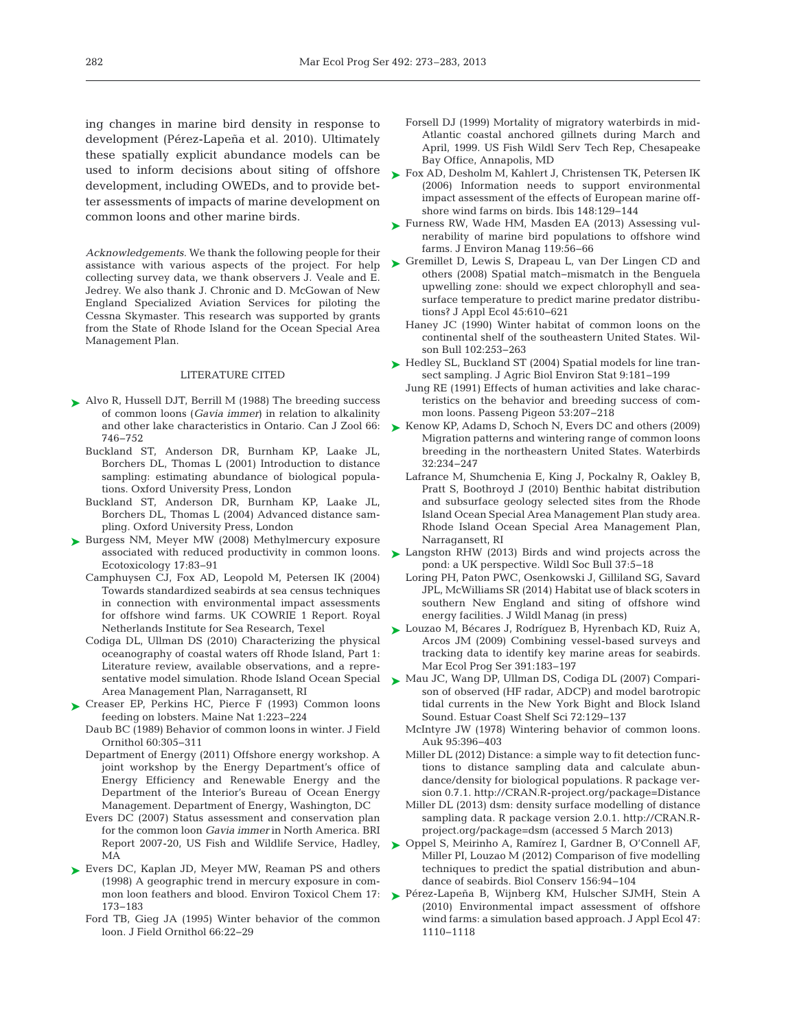ing changes in marine bird density in response to development (Pérez-Lapeña et al. 2010). Ultimately these spatially explicit abundance models can be used to inform decisions about siting of offshore development, including OWEDs, and to provide better assessments of impacts of marine development on common loons and other marine birds.

*Acknowledgements*. We thank the following people for their assistance with various aspects of the project. For help collecting survey data, we thank observers J. Veale and E. Jedrey. We also thank J. Chronic and D. McGowan of New England Specialized Aviation Services for piloting the Cessna Skymaster. This research was supported by grants from the State of Rhode Island for the Ocean Special Area Management Plan.

## LITERATURE CITED

- Alvo R, Hussell DJT, Berrill M (1988) The breeding success of common loons (*Gavia immer*) in relation to alkalinity and other lake characteristics in Ontario. Can J Zool 66: 746–752
- Buckland ST, Anderson DR, Burnham KP, Laake JL, Borchers DL, Thomas L (2001) Introduction to distance sampling: estimating abundance of biological populations. Oxford University Press, London
- Buckland ST, Anderson DR, Burnham KP, Laake JL, Borchers DL, Thomas L (2004) Advanced distance sampling. Oxford University Press, London
- Burgess NM, Meyer MW (2008) Methylmercury exposure associated with reduced productivity in common loons. Ecotoxicology 17:83–91
- Camphuysen CJ, Fox AD, Leopold M, Petersen IK (2004) Towards standardized seabirds at sea census techniques in connection with environmental impact assessments for offshore wind farms. UK COWRIE 1 Report. Royal Netherlands Institute for Sea Research, Texel
- Codiga DL, Ullman DS (2010) Characterizing the physical oceanography of coastal waters off Rhode Island, Part 1: Literature review, available observations, and a representative model simulation. Rhode Island Ocean Special Area Management Plan, Narragansett, RI
- Creaser EP, Perkins HC, Pierce F (1993) Common loons feeding on lobsters. Maine Nat 1:223–224
- Daub BC (1989) Behavior of common loons in winter. J Field Ornithol 60:305–311
- Department of Energy (2011) Offshore energy workshop. A joint workshop by the Energy Department's office of Energy Efficiency and Renewable Energy and the Department of the Interior's Bureau of Ocean Energy Management. Department of Energy, Washington, DC
- Evers DC (2007) Status assessment and conservation plan for the common loon *Gavia immer* in North America. BRI Report 2007-20, US Fish and Wildlife Service, Hadley, MA
- Evers DC, Kaplan JD, Meyer MW, Reaman PS and others (1998) A geographic trend in mercury exposure in common loon feathers and blood. Environ Toxicol Chem 17: 173–183
- Ford TB, Gieg JA (1995) Winter behavior of the common loon. J Field Ornithol 66:22–29
- Forsell DJ (1999) Mortality of migratory waterbirds in mid-Atlantic coastal anchored gillnets during March and April, 1999. US Fish Wildl Serv Tech Rep, Chesapeake Bay Office, Annapolis, MD
- Fox AD, Desholm M, Kahlert J, Christensen TK, Petersen IK (2006) Information needs to support environmental impact assessment of the effects of European marine offshore wind farms on birds. Ibis 148:129–144
- Furness RW, Wade HM, Masden EA (2013) Assessing vulnerability of marine bird populations to offshore wind farms. J Environ Manag 119:56–66
- Gremillet D, Lewis S, Drapeau L, van Der Lingen CD and others (2008) Spatial match–mismatch in the Benguela upwelling zone: should we expect chlorophyll and sea-surface temperature to predict marine predator distributions? J Appl Ecol 45:610–621
- Haney JC (1990) Winter habitat of common loons on the continental shelf of the southeastern United States. Wilson Bull 102:253–263
- Hedley SL, Buckland ST (2004) Spatial models for line transect sampling. J Agric Biol Environ Stat 9:181–199
- Jung RE (1991) Effects of human activities and lake characteristics on the behavior and breeding success of common loons. Passeng Pigeon 53:207–218
- Kenow KP, Adams D, Schoch N, Evers DC and others (2009) Migration patterns and wintering range of common loons breeding in the northeastern United States. Waterbirds 32:234–247
- Lafrance M, Shumchenia E, King J, Pockalny R, Oakley B, Pratt S, Boothroyd J (2010) Benthic habitat distribution and subsurface geology selected sites from the Rhode Island Ocean Special Area Management Plan study area. Rhode Island Ocean Special Area Management Plan, Narragansett, RI
- Langston RHW (2013) Birds and wind projects across the pond: a UK perspective. Wildl Soc Bull 37:5–18
- Loring PH, Paton PWC, Osenkowski J, Gilliland SG, Savard JPL, McWilliams SR (2014) Habitat use of black scoters in southern New England and siting of offshore wind energy facilities. J Wildl Manag (in press)
- Louzao M, Bécares J, Rodríguez B, Hyrenbach KD, Ruiz A, Arcos JM (2009) Combining vessel-based surveys and tracking data to identify key marine areas for seabirds. Mar Ecol Prog Ser 391:183–197
- Mau JC, Wang DP, Ullman DS, Codiga DL (2007) Comparison of observed (HF radar, ADCP) and model barotropic tidal currents in the New York Bight and Block Island Sound. Estuar Coast Shelf Sci 72:129–137
- McIntyre JW (1978) Wintering behavior of common loons. Auk 95:396–403
- Miller DL (2012) Distance: a simple way to fit detection functions to distance sampling data and calculate abundance/density for biological populations. R package version 0.7.1. http://CRAN.R-project.org/package=Distance
- Miller DL (2013) dsm: density surface modelling of distance sampling data. R package version 2.0.1. http://CRAN.R-project.org/package=dsm (accessed 5 March 2013)
- Oppel S, Meirinho A, Ramírez I, Gardner B, O'Connell AF, Miller PI, Louzao M (2012) Comparison of five modelling techniques to predict the spatial distribution and abundance of seabirds. Biol Conserv 156:94–104
- Pérez-Lapeña B, Wijnberg KM, Hulscher SJMH, Stein A (2010) Environmental impact assessment of offshore wind farms: a simulation based approach. J Appl Ecol 47: 1110–1118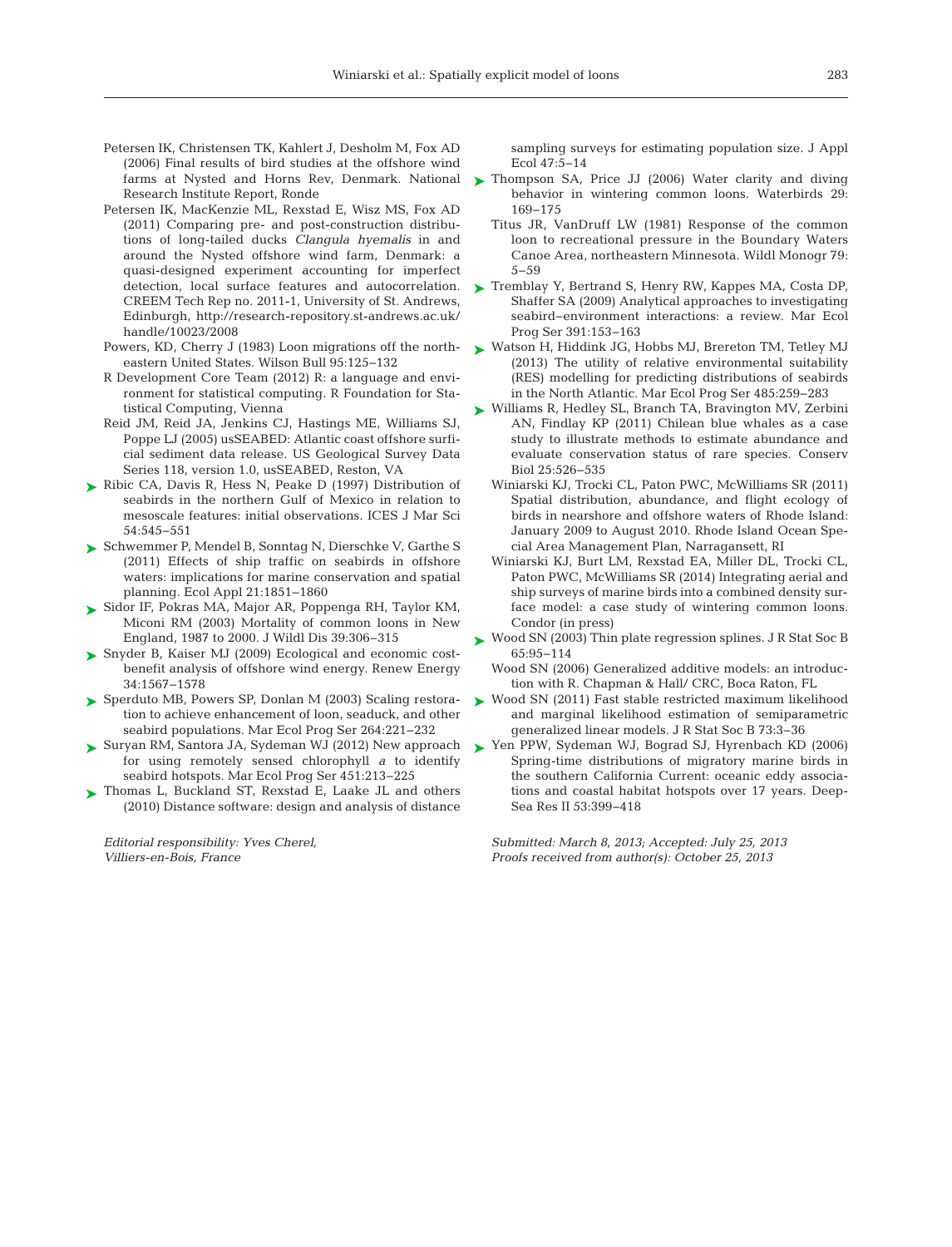Petersen IK, Christensen TK, Kahlert J, Desholm M, Fox AD (2006) Final results of bird studies at the offshore wind farms at Nysted and Horns Rev, Denmark. National Research Institute Report, Ronde

Petersen IK, MacKenzie ML, Rexstad E, Wisz MS, Fox AD (2011) Comparing pre- and post-construction distributions of long-tailed ducks *Clangula hyemalis* in and around the Nysted offshore wind farm, Denmark: a quasi-designed experiment accounting for imperfect detection, local surface features and autocorrelation. CREEM Tech Rep no. 2011-1, University of St. Andrews, Edinburgh, http://research-repository.st-andrews.ac.uk/handle/10023/2008

Powers, KD, Cherry J (1983) Loon migrations off the northeastern United States. Wilson Bull 95:125−132

R Development Core Team (2012) R: a language and environment for statistical computing. R Foundation for Statistical Computing, Vienna

Reid JM, Reid JA, Jenkins CJ, Hastings ME, Williams SJ, Poppe LJ (2005) usSEABED: Atlantic coast offshore surficial sediment data release. US Geological Survey Data Series 118, version 1.0, usSEABED, Reston, VA

Ribic CA, Davis R, Hess N, Peake D (1997) Distribution of seabirds in the northern Gulf of Mexico in relation to mesoscale features: initial observations. ICES J Mar Sci 54:545−551

Schwemmer P, Mendel B, Sonntag N, Dierschke V, Garthe S (2011) Effects of ship traffic on seabirds in offshore waters: implications for marine conservation and spatial planning. Ecol Appl 21:1851−1860

Sidor IF, Pokras MA, Major AR, Poppenga RH, Taylor KM, Miconi RM (2003) Mortality of common loons in New England, 1987 to 2000. J Wildl Dis 39:306−315

Snyder B, Kaiser MJ (2009) Ecological and economic cost-benefit analysis of offshore wind energy. Renew Energy 34:1567−1578

Sperduto MB, Powers SP, Donlan M (2003) Scaling restoration to achieve enhancement of loon, seaduck, and other seabird populations. Mar Ecol Prog Ser 264:221−232

Suryan RM, Santora JA, Sydeman WJ (2012) New approach for using remotely sensed chlorophyll *a* to identify seabird hotspots. Mar Ecol Prog Ser 451:213−225

Thomas L, Buckland ST, Rexstad E, Laake JL and others (2010) Distance software: design and analysis of distance sampling surveys for estimating population size. J Appl Ecol 47:5−14

Thompson SA, Price JJ (2006) Water clarity and diving behavior in wintering common loons. Waterbirds 29: 169−175

Titus JR, VanDruff LW (1981) Response of the common loon to recreational pressure in the Boundary Waters Canoe Area, northeastern Minnesota. Wildl Monogr 79: 5−59

Tremblay Y, Bertrand S, Henry RW, Kappes MA, Costa DP, Shaffer SA (2009) Analytical approaches to investigating seabird−environment interactions: a review. Mar Ecol Prog Ser 391:153−163

Watson H, Hiddink JG, Hobbs MJ, Brereton TM, Tetley MJ (2013) The utility of relative environmental suitability (RES) modelling for predicting distributions of seabirds in the North Atlantic. Mar Ecol Prog Ser 485:259−283

Williams R, Hedley SL, Branch TA, Bravington MV, Zerbini AN, Findlay KP (2011) Chilean blue whales as a case study to illustrate methods to estimate abundance and evaluate conservation status of rare species. Conserv Biol 25:526−535

Winiarski KJ, Trocki CL, Paton PWC, McWilliams SR (2011) Spatial distribution, abundance, and flight ecology of birds in nearshore and offshore waters of Rhode Island: January 2009 to August 2010. Rhode Island Ocean Special Area Management Plan, Narragansett, RI

Winiarski KJ, Burt LM, Rexstad EA, Miller DL, Trocki CL, Paton PWC, McWilliams SR (2014) Integrating aerial and ship surveys of marine birds into a combined density surface model: a case study of wintering common loons. Condor (in press)

Wood SN (2003) Thin plate regression splines. J R Stat Soc B 65:95−114

Wood SN (2006) Generalized additive models: an introduction with R. Chapman & Hall/ CRC, Boca Raton, FL

Wood SN (2011) Fast stable restricted maximum likelihood and marginal likelihood estimation of semiparametric generalized linear models. J R Stat Soc B 73:3−36

Yen PPW, Sydeman WJ, Bograd SJ, Hyrenbach KD (2006) Spring-time distributions of migratory marine birds in the southern California Current: oceanic eddy associations and coastal habitat hotspots over 17 years. Deep-Sea Res II 53:399−418

*Editorial responsibility: Yves Cherel, Villiers-en-Bois, France*

*Submitted: March 8, 2013; Accepted: July 25, 2013*
*Proofs received from author(s): October 25, 2013*